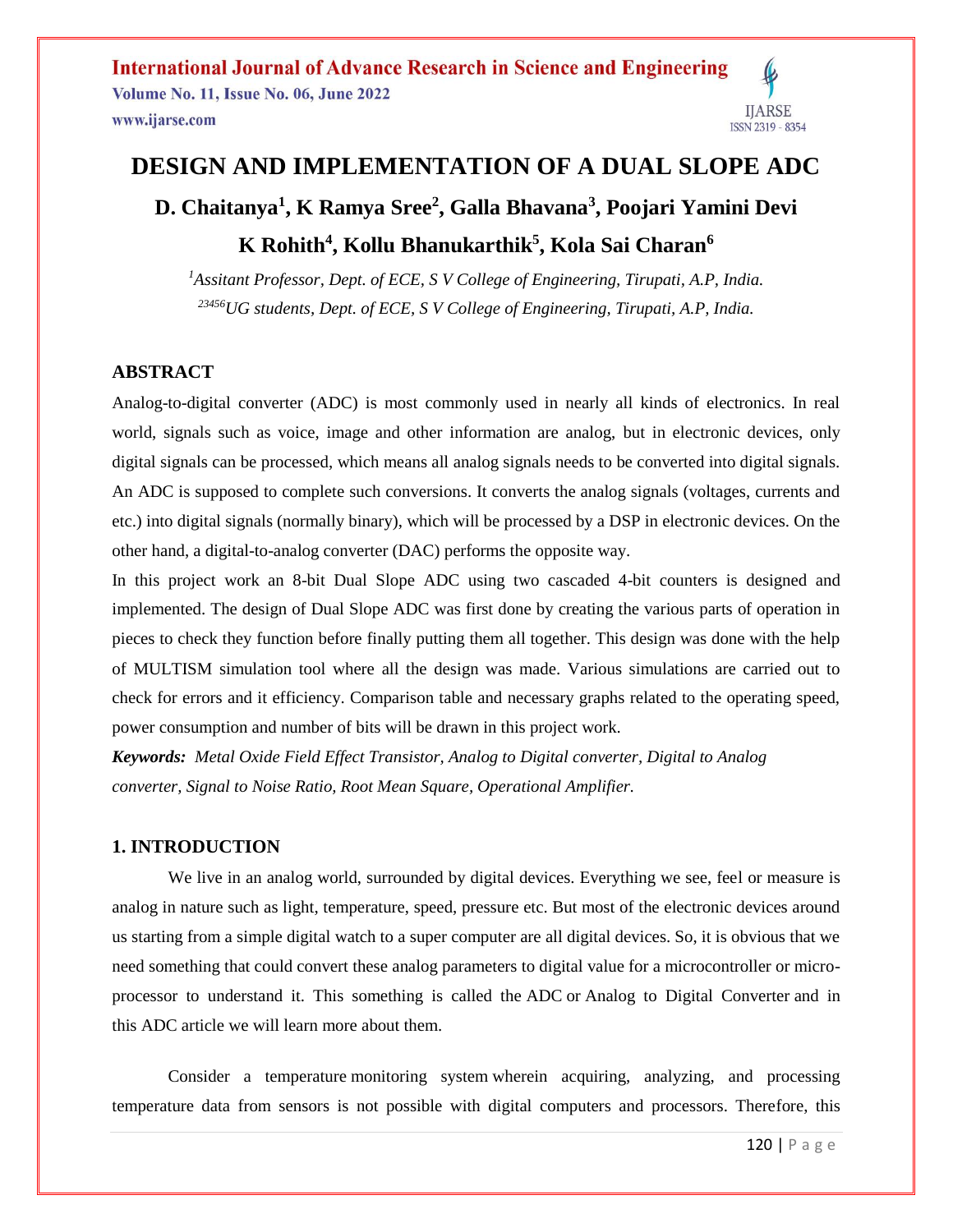# DESIGN AND IMPLEMENTATION OF A DUAL SLOPE ADC

**D. Chaitanya[1], K Ramya Sree[2], Galla Bhavana[3], Poojari Yamini Devi K Rohith[4], Kollu Bhanukarthik[5], Kola Sai Charan[6]**

*[1]Assitant Professor, Dept. of ECE, S V College of Engineering, Tirupati, A.P, India.*
*[23456]UG students, Dept. of ECE, S V College of Engineering, Tirupati, A.P, India.*

## ABSTRACT

Analog-to-digital converter (ADC) is most commonly used in nearly all kinds of electronics. In real world, signals such as voice, image and other information are analog, but in electronic devices, only digital signals can be processed, which means all analog signals needs to be converted into digital signals. An ADC is supposed to complete such conversions. It converts the analog signals (voltages, currents and etc.) into digital signals (normally binary), which will be processed by a DSP in electronic devices. On the other hand, a digital-to-analog converter (DAC) performs the opposite way.

In this project work an 8-bit Dual Slope ADC using two cascaded 4-bit counters is designed and implemented. The design of Dual Slope ADC was first done by creating the various parts of operation in pieces to check they function before finally putting them all together. This design was done with the help of MULTISM simulation tool where all the design was made. Various simulations are carried out to check for errors and it efficiency. Comparison table and necessary graphs related to the operating speed, power consumption and number of bits will be drawn in this project work.

***Keywords:*** *Metal Oxide Field Effect Transistor, Analog to Digital converter, Digital to Analog converter, Signal to Noise Ratio, Root Mean Square, Operational Amplifier.*

## 1. INTRODUCTION

We live in an analog world, surrounded by digital devices. Everything we see, feel or measure is analog in nature such as light, temperature, speed, pressure etc. But most of the electronic devices around us starting from a simple digital watch to a super computer are all digital devices. So, it is obvious that we need something that could convert these analog parameters to digital value for a microcontroller or micro-processor to understand it. This something is called the ADC or Analog to Digital Converter and in this ADC article we will learn more about them.

Consider a temperature monitoring system wherein acquiring, analyzing, and processing temperature data from sensors is not possible with digital computers and processors. Therefore, this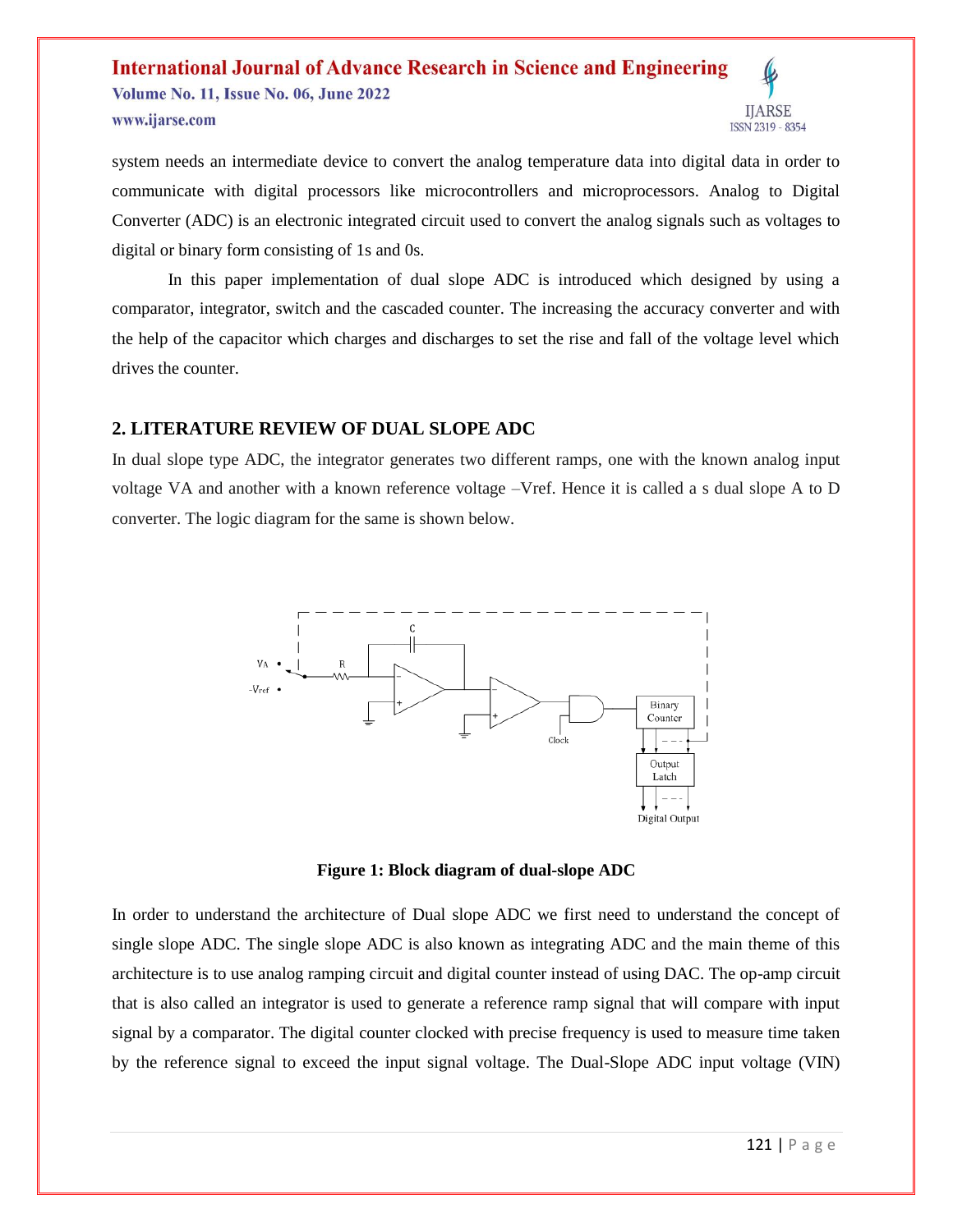system needs an intermediate device to convert the analog temperature data into digital data in order to communicate with digital processors like microcontrollers and microprocessors. Analog to Digital Converter (ADC) is an electronic integrated circuit used to convert the analog signals such as voltages to digital or binary form consisting of 1s and 0s.

In this paper implementation of dual slope ADC is introduced which designed by using a comparator, integrator, switch and the cascaded counter. The increasing the accuracy converter and with the help of the capacitor which charges and discharges to set the rise and fall of the voltage level which drives the counter.

## 2. LITERATURE REVIEW OF DUAL SLOPE ADC

In dual slope type ADC, the integrator generates two different ramps, one with the known analog input voltage VA and another with a known reference voltage –Vref. Hence it is called a s dual slope A to D converter. The logic diagram for the same is shown below.

**Figure 1: Block diagram of dual-slope ADC**

In order to understand the architecture of Dual slope ADC we first need to understand the concept of single slope ADC. The single slope ADC is also known as integrating ADC and the main theme of this architecture is to use analog ramping circuit and digital counter instead of using DAC. The op-amp circuit that is also called an integrator is used to generate a reference ramp signal that will compare with input signal by a comparator. The digital counter clocked with precise frequency is used to measure time taken by the reference signal to exceed the input signal voltage. The Dual-Slope ADC input voltage (VIN)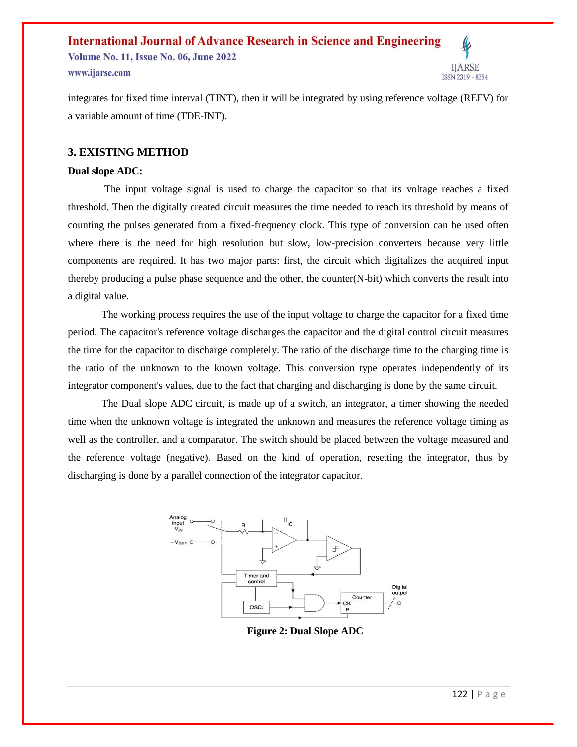integrates for fixed time interval (TINT), then it will be integrated by using reference voltage (REFV) for a variable amount of time (TDE-INT).

## 3. EXISTING METHOD

### Dual slope ADC:

The input voltage signal is used to charge the capacitor so that its voltage reaches a fixed threshold. Then the digitally created circuit measures the time needed to reach its threshold by means of counting the pulses generated from a fixed-frequency clock. This type of conversion can be used often where there is the need for high resolution but slow, low-precision converters because very little components are required. It has two major parts: first, the circuit which digitalizes the acquired input thereby producing a pulse phase sequence and the other, the counter(N-bit) which converts the result into a digital value.

The working process requires the use of the input voltage to charge the capacitor for a fixed time period. The capacitor's reference voltage discharges the capacitor and the digital control circuit measures the time for the capacitor to discharge completely. The ratio of the discharge time to the charging time is the ratio of the unknown to the known voltage. This conversion type operates independently of its integrator component's values, due to the fact that charging and discharging is done by the same circuit.

The Dual slope ADC circuit, is made up of a switch, an integrator, a timer showing the needed time when the unknown voltage is integrated the unknown and measures the reference voltage timing as well as the controller, and a comparator. The switch should be placed between the voltage measured and the reference voltage (negative). Based on the kind of operation, resetting the integrator, thus by discharging is done by a parallel connection of the integrator capacitor.

**Figure 2: Dual Slope ADC**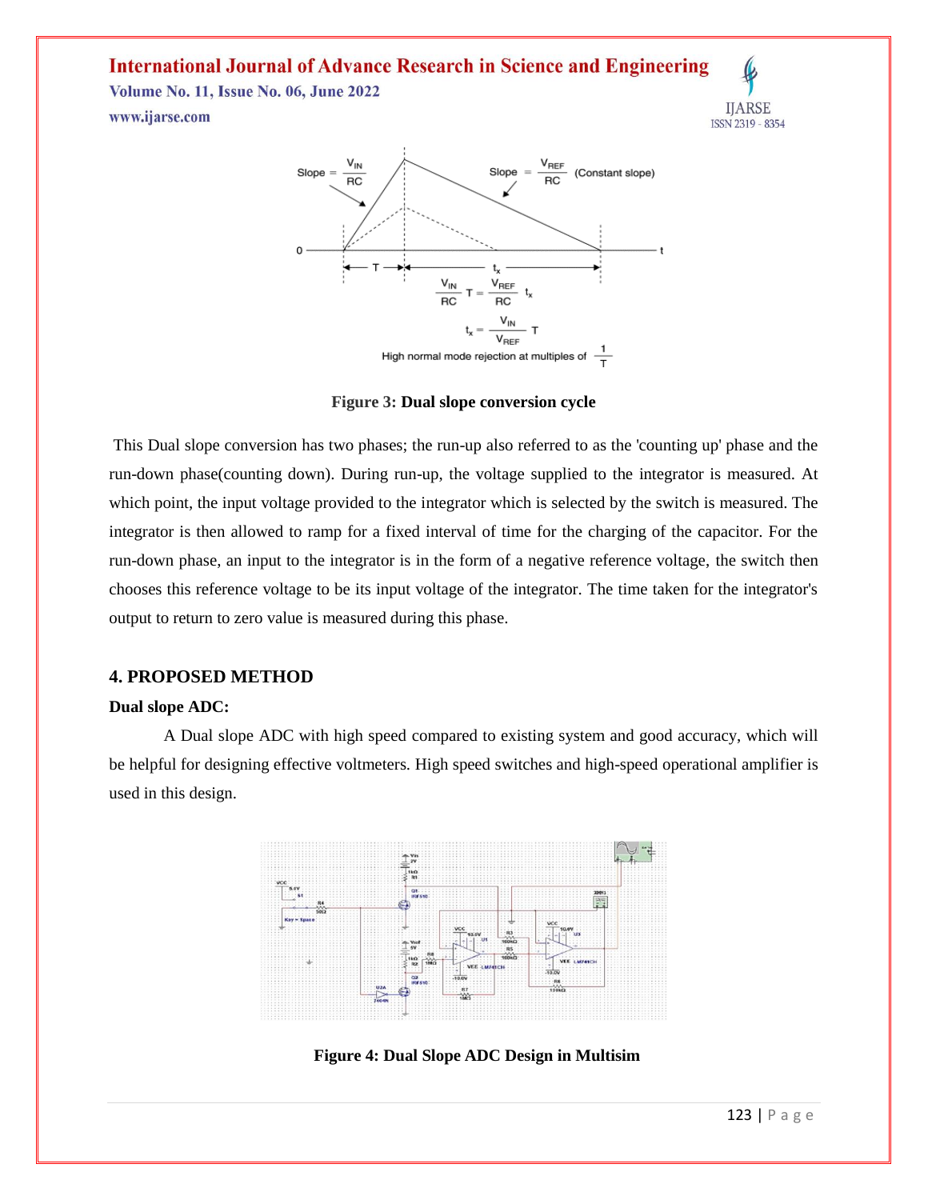Figure 3: **Dual slope conversion cycle**

This Dual slope conversion has two phases; the run-up also referred to as the 'counting up' phase and the run-down phase(counting down). During run-up, the voltage supplied to the integrator is measured. At which point, the input voltage provided to the integrator which is selected by the switch is measured. The integrator is then allowed to ramp for a fixed interval of time for the charging of the capacitor. For the run-down phase, an input to the integrator is in the form of a negative reference voltage, the switch then chooses this reference voltage to be its input voltage of the integrator. The time taken for the integrator's output to return to zero value is measured during this phase.

## 4. PROPOSED METHOD

### Dual slope ADC:

A Dual slope ADC with high speed compared to existing system and good accuracy, which will be helpful for designing effective voltmeters. High speed switches and high-speed operational amplifier is used in this design.

**Figure 4: Dual Slope ADC Design in Multisim**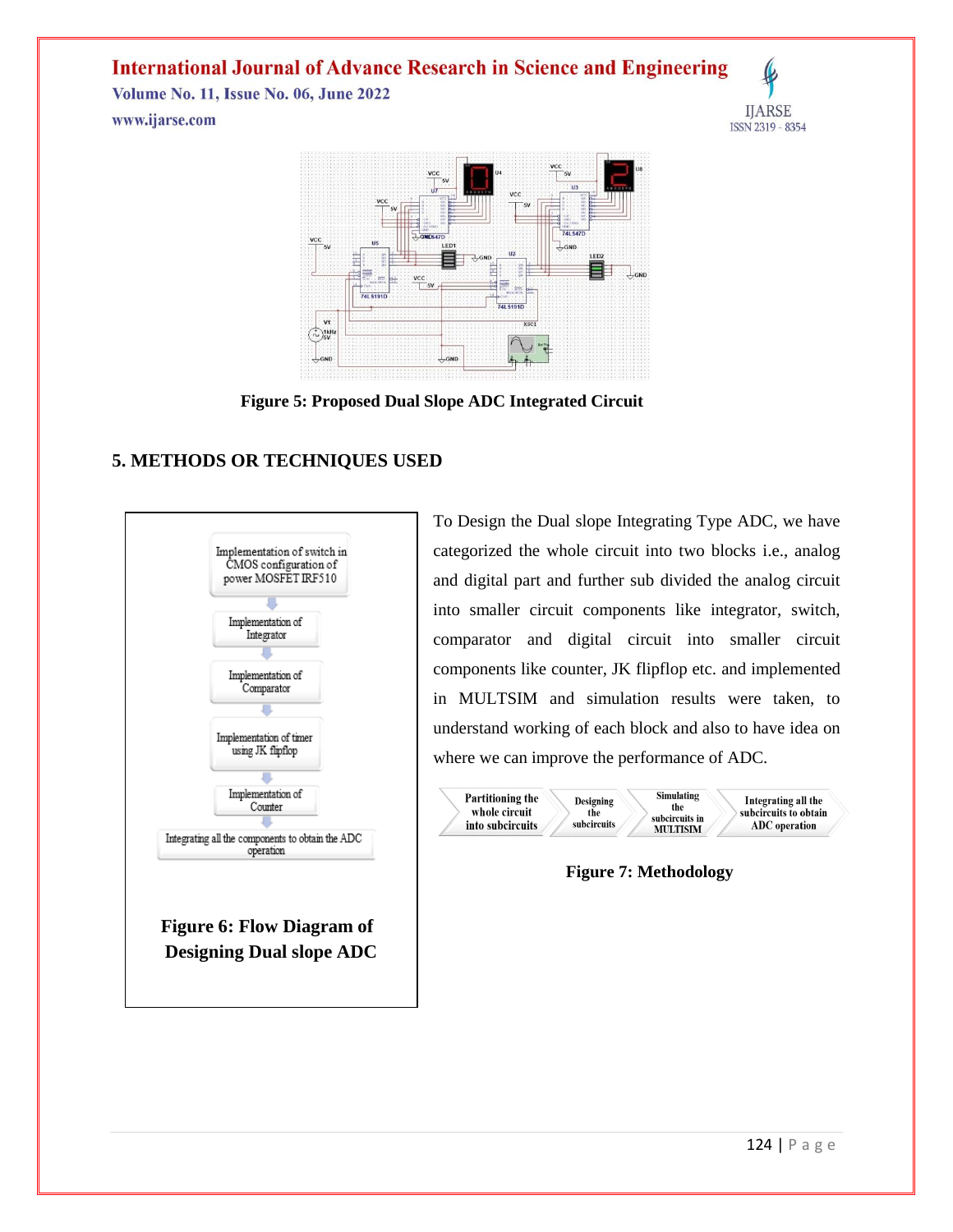Figure 5: Proposed Dual Slope ADC Integrated Circuit

## 5. METHODS OR TECHNIQUES USED

Implementation of switch in CMOS configuration of power MOSFET IRF510

Implementation of Integrator

Implementation of Comparator

Implementation of timer using JK flipflop

Implementation of Counter

Integrating all the components to obtain the ADC operation

Figure 6: Flow Diagram of Designing Dual slope ADC

To Design the Dual slope Integrating Type ADC, we have categorized the whole circuit into two blocks i.e., analog and digital part and further sub divided the analog circuit into smaller circuit components like integrator, switch, comparator and digital circuit into smaller circuit components like counter, JK flipflop etc. and implemented in MULTSIM and simulation results were taken, to understand working of each block and also to have idea on where we can improve the performance of ADC.

Partitioning the whole circuit into subcircuits → Designing the subcircuits → Simulating the subcircuits in MULTSIM → Integrating all the subcircuits to obtain ADC operation

Figure 7: Methodology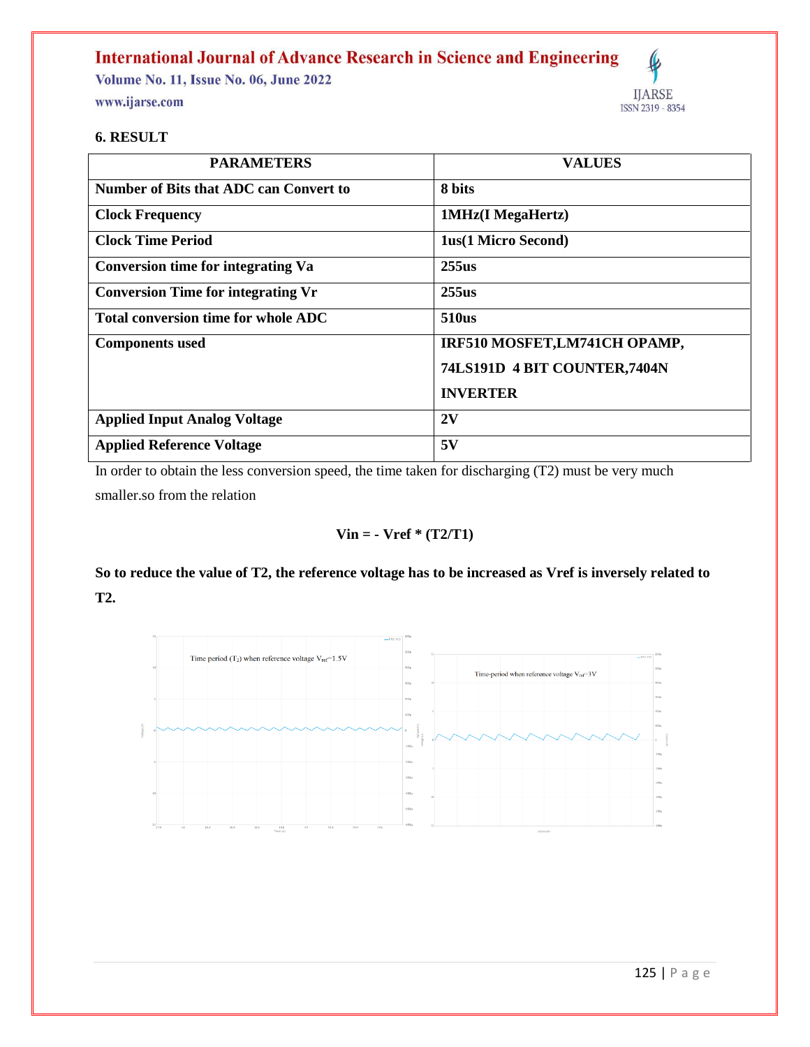## 6. RESULT

| PARAMETERS | VALUES |
|---|---|
| **Number of Bits that ADC can Convert to** | **8 bits** |
| **Clock Frequency** | **1MHz(I MegaHertz)** |
| **Clock Time Period** | **1us(1 Micro Second)** |
| **Conversion time for integrating Va** | **255us** |
| **Conversion Time for integrating Vr** | **255us** |
| **Total conversion time for whole ADC** | **510us** |
| **Components used** | **IRF510 MOSFET,LM741CH OPAMP, 74LS191D 4 BIT COUNTER,7404N INVERTER** |
| **Applied Input Analog Voltage** | **2V** |
| **Applied Reference Voltage** | **5V** |

In order to obtain the less conversion speed, the time taken for discharging (T2) must be very much smaller.so from the relation

$$\mathbf{Vin = - Vref * (T2/T1)}$$

**So to reduce the value of T2, the reference voltage has to be increased as Vref is inversely related to T2.**

Time period ($T_2$) when reference voltage $V_{ref}$=1.5V

Time-period when reference voltage $V_{ref}$=3V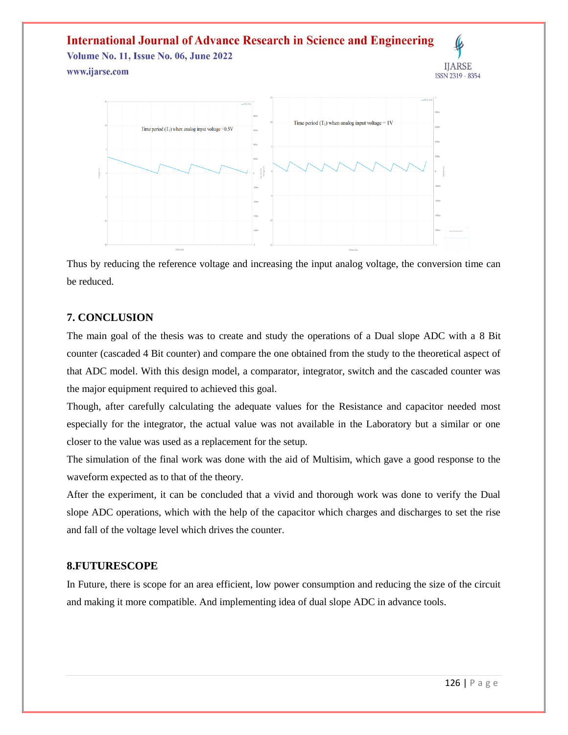Time period ($T_1$) when analog input voltage =0.5V

Time period ($T_1$) when analog input voltage = 1V

Thus by reducing the reference voltage and increasing the input analog voltage, the conversion time can be reduced.

## 7. CONCLUSION

The main goal of the thesis was to create and study the operations of a Dual slope ADC with a 8 Bit counter (cascaded 4 Bit counter) and compare the one obtained from the study to the theoretical aspect of that ADC model. With this design model, a comparator, integrator, switch and the cascaded counter was the major equipment required to achieved this goal.

Though, after carefully calculating the adequate values for the Resistance and capacitor needed most especially for the integrator, the actual value was not available in the Laboratory but a similar or one closer to the value was used as a replacement for the setup.

The simulation of the final work was done with the aid of Multisim, which gave a good response to the waveform expected as to that of the theory.

After the experiment, it can be concluded that a vivid and thorough work was done to verify the Dual slope ADC operations, which with the help of the capacitor which charges and discharges to set the rise and fall of the voltage level which drives the counter.

## 8.FUTURESCOPE

In Future, there is scope for an area efficient, low power consumption and reducing the size of the circuit and making it more compatible. And implementing idea of dual slope ADC in advance tools.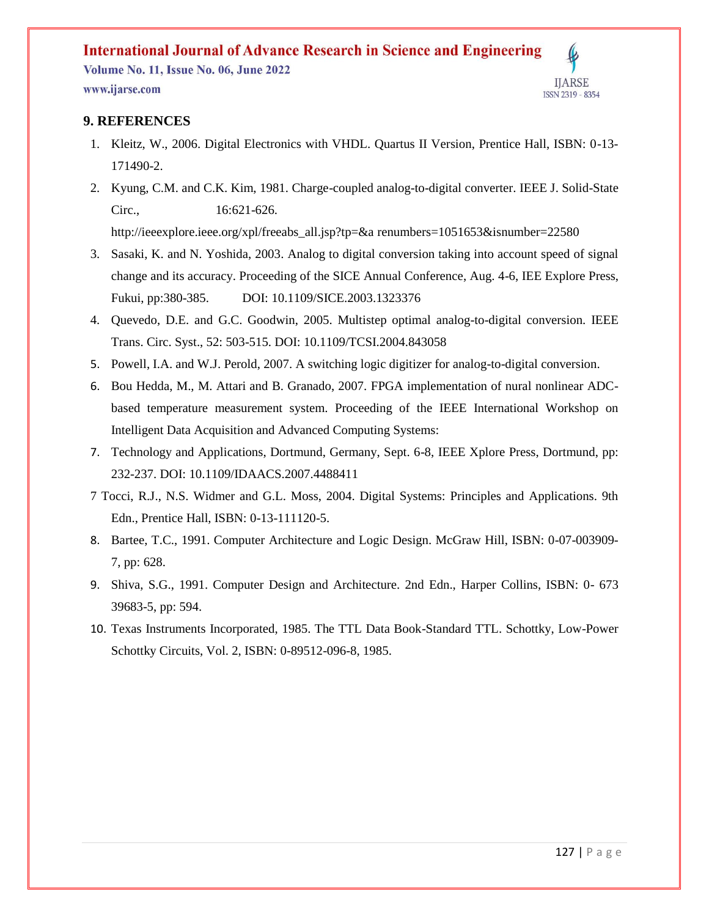## 9. REFERENCES

1. Kleitz, W., 2006. Digital Electronics with VHDL. Quartus II Version, Prentice Hall, ISBN: 0-13-171490-2.
2. Kyung, C.M. and C.K. Kim, 1981. Charge-coupled analog-to-digital converter. IEEE J. Solid-State Circ., 16:621-626. http://ieeexplore.ieee.org/xpl/freeabs_all.jsp?tp=&a renumbers=1051653&isnumber=22580
3. Sasaki, K. and N. Yoshida, 2003. Analog to digital conversion taking into account speed of signal change and its accuracy. Proceeding of the SICE Annual Conference, Aug. 4-6, IEE Explore Press, Fukui, pp:380-385. DOI: 10.1109/SICE.2003.1323376
4. Quevedo, D.E. and G.C. Goodwin, 2005. Multistep optimal analog-to-digital conversion. IEEE Trans. Circ. Syst., 52: 503-515. DOI: 10.1109/TCSI.2004.843058
5. Powell, I.A. and W.J. Perold, 2007. A switching logic digitizer for analog-to-digital conversion.
6. Bou Hedda, M., M. Attari and B. Granado, 2007. FPGA implementation of nural nonlinear ADC-based temperature measurement system. Proceeding of the IEEE International Workshop on Intelligent Data Acquisition and Advanced Computing Systems:
7. Technology and Applications, Dortmund, Germany, Sept. 6-8, IEEE Xplore Press, Dortmund, pp: 232-237. DOI: 10.1109/IDAACS.2007.4488411

7 Tocci, R.J., N.S. Widmer and G.L. Moss, 2004. Digital Systems: Principles and Applications. 9th Edn., Prentice Hall, ISBN: 0-13-111120-5.

8. Bartee, T.C., 1991. Computer Architecture and Logic Design. McGraw Hill, ISBN: 0-07-003909-7, pp: 628.
9. Shiva, S.G., 1991. Computer Design and Architecture. 2nd Edn., Harper Collins, ISBN: 0- 673 39683-5, pp: 594.
10. Texas Instruments Incorporated, 1985. The TTL Data Book-Standard TTL. Schottky, Low-Power Schottky Circuits, Vol. 2, ISBN: 0-89512-096-8, 1985.